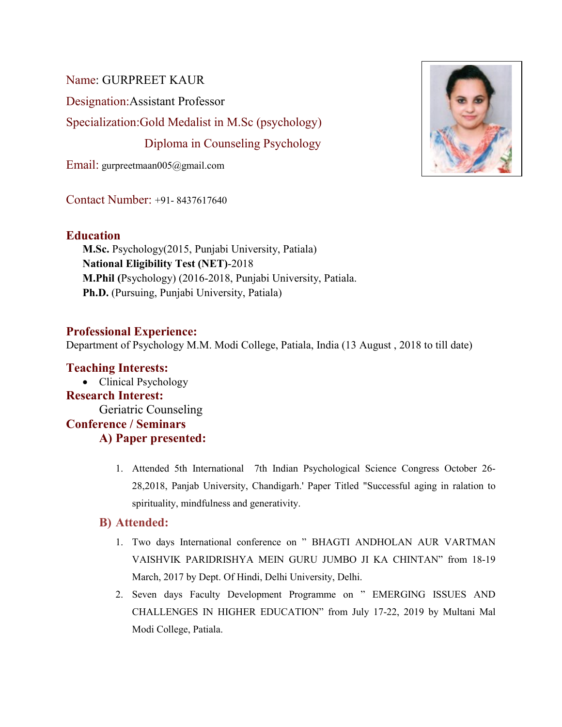Name: GURPREET KAUR

Designation: Assistant Professor

Specialization: Gold Medalist in M.Sc (psychology)

Diploma in Counseling Psychology

Email: gurpreetmaan005@gmail.com

Contact Number: +91- 8437617640

## Education

**M.Sc.** Psychology(2015, Punjabi University, Patiala)
**National Eligibility Test (NET)**-2018
**M.Phil (**Psychology) (2016-2018, Punjabi University, Patiala.
**Ph.D.** (Pursuing, Punjabi University, Patiala)

## Professional Experience:

Department of Psychology M.M. Modi College, Patiala, India (13 August , 2018 to till date)

## Teaching Interests:

- Clinical Psychology

## Research Interest:

Geriatric Counseling

## Conference / Seminars

### A) Paper presented:

1. Attended 5th International 7th Indian Psychological Science Congress October 26-28,2018, Panjab University, Chandigarh.' Paper Titled "Successful aging in ralation to spirituality, mindfulness and generativity.

### B) Attended:

1. Two days International conference on " BHAGTI ANDHOLAN AUR VARTMAN VAISHVIK PARIDRISHYA MEIN GURU JUMBO JI KA CHINTAN" from 18-19 March, 2017 by Dept. Of Hindi, Delhi University, Delhi.
2. Seven days Faculty Development Programme on " EMERGING ISSUES AND CHALLENGES IN HIGHER EDUCATION" from July 17-22, 2019 by Multani Mal Modi College, Patiala.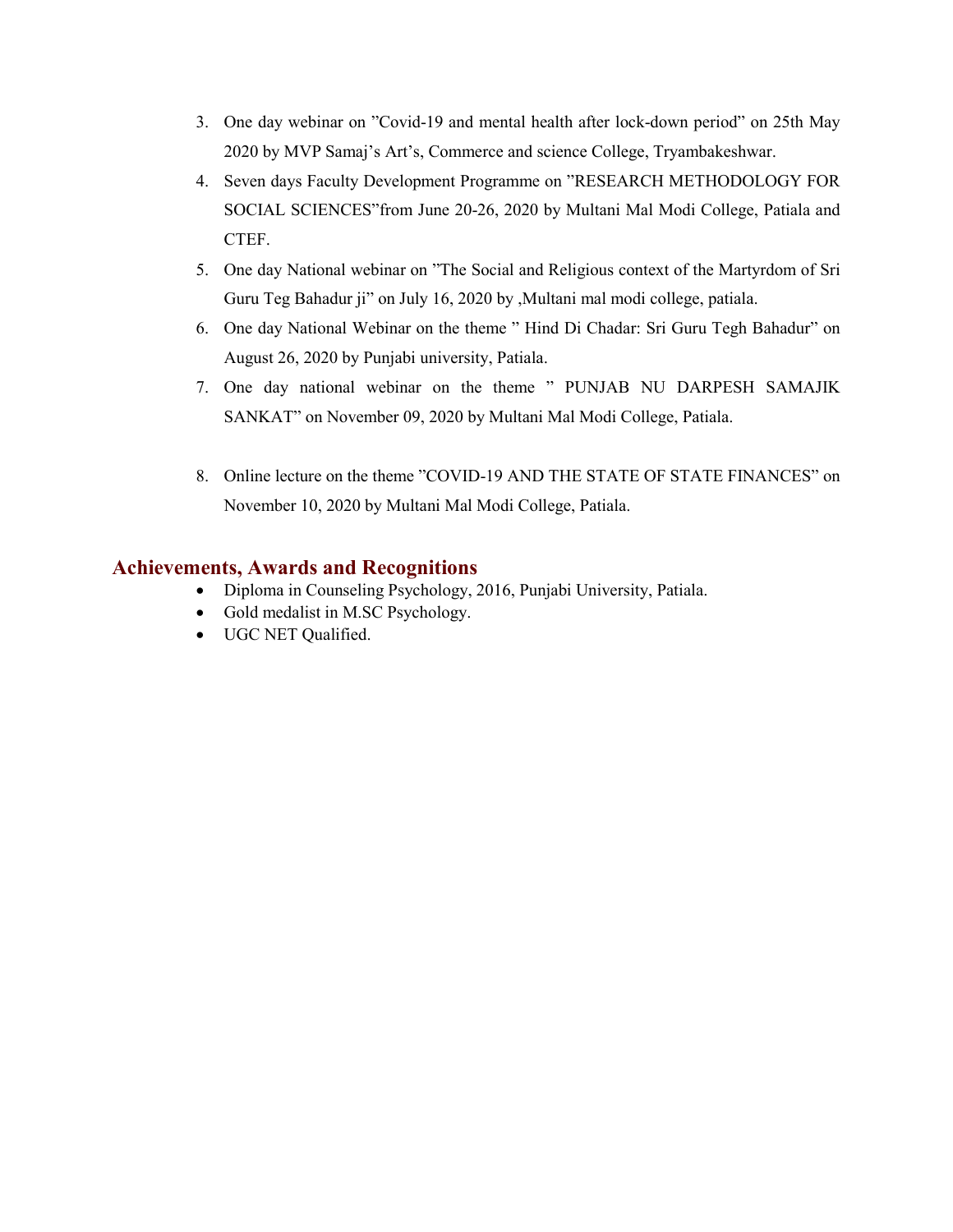3. One day webinar on "Covid-19 and mental health after lock-down period" on 25th May 2020 by MVP Samaj's Art's, Commerce and science College, Tryambakeshwar.
4. Seven days Faculty Development Programme on "RESEARCH METHODOLOGY FOR SOCIAL SCIENCES"from June 20-26, 2020 by Multani Mal Modi College, Patiala and CTEF.
5. One day National webinar on "The Social and Religious context of the Martyrdom of Sri Guru Teg Bahadur ji" on July 16, 2020 by ,Multani mal modi college, patiala.
6. One day National Webinar on the theme " Hind Di Chadar: Sri Guru Tegh Bahadur" on August 26, 2020 by Punjabi university, Patiala.
7. One day national webinar on the theme " PUNJAB NU DARPESH SAMAJIK SANKAT" on November 09, 2020 by Multani Mal Modi College, Patiala.
8. Online lecture on the theme "COVID-19 AND THE STATE OF STATE FINANCES" on November 10, 2020 by Multani Mal Modi College, Patiala.

## Achievements, Awards and Recognitions

- Diploma in Counseling Psychology, 2016, Punjabi University, Patiala.
- Gold medalist in M.SC Psychology.
- UGC NET Qualified.